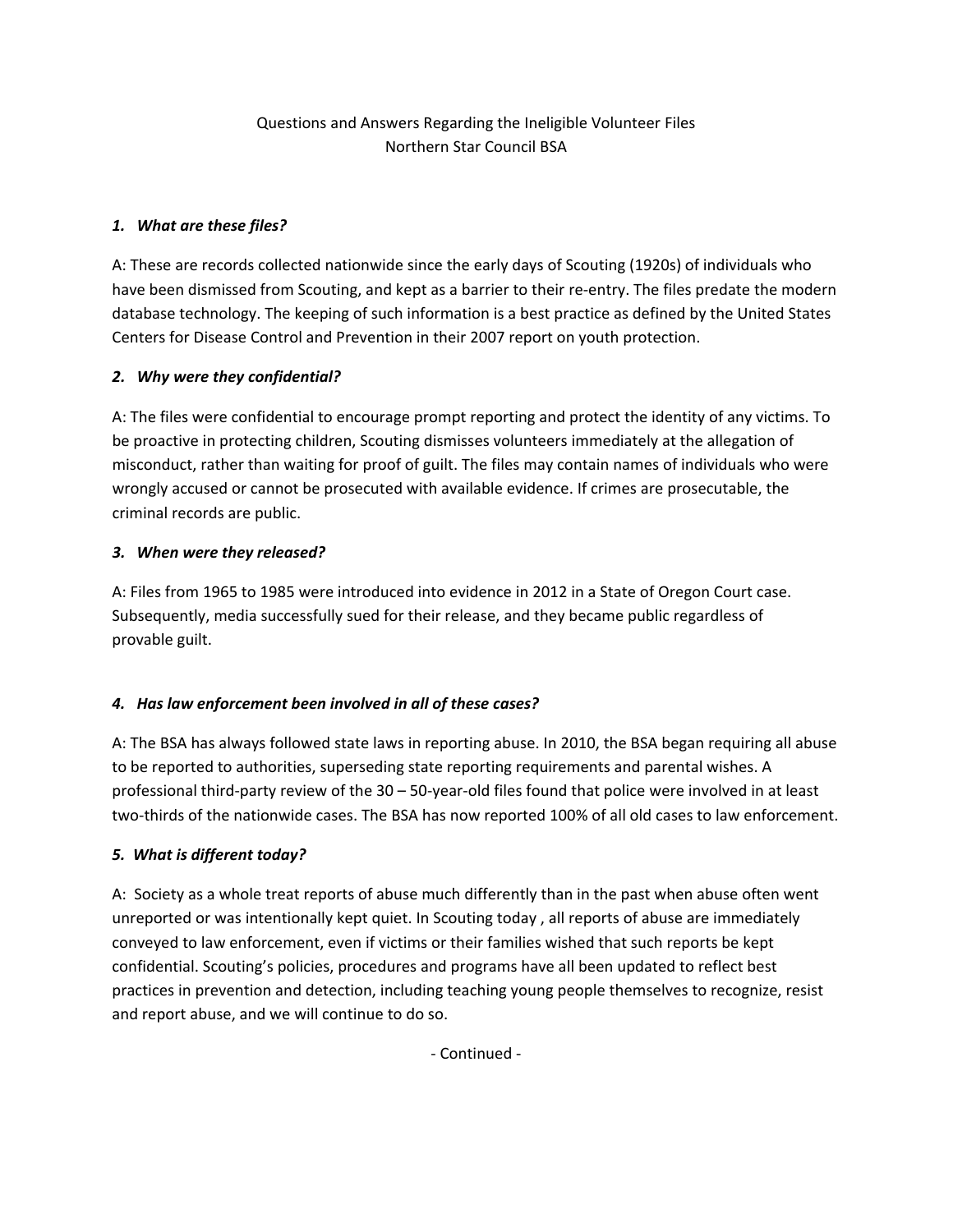Questions and Answers Regarding the Ineligible Volunteer Files
Northern Star Council BSA

***1. What are these files?***

A: These are records collected nationwide since the early days of Scouting (1920s) of individuals who have been dismissed from Scouting, and kept as a barrier to their re-entry. The files predate the modern database technology. The keeping of such information is a best practice as defined by the United States Centers for Disease Control and Prevention in their 2007 report on youth protection.

***2. Why were they confidential?***

A: The files were confidential to encourage prompt reporting and protect the identity of any victims. To be proactive in protecting children, Scouting dismisses volunteers immediately at the allegation of misconduct, rather than waiting for proof of guilt. The files may contain names of individuals who were wrongly accused or cannot be prosecuted with available evidence. If crimes are prosecutable, the criminal records are public.

***3. When were they released?***

A: Files from 1965 to 1985 were introduced into evidence in 2012 in a State of Oregon Court case. Subsequently, media successfully sued for their release, and they became public regardless of provable guilt.

***4. Has law enforcement been involved in all of these cases?***

A: The BSA has always followed state laws in reporting abuse. In 2010, the BSA began requiring all abuse to be reported to authorities, superseding state reporting requirements and parental wishes. A professional third-party review of the 30 – 50-year-old files found that police were involved in at least two-thirds of the nationwide cases. The BSA has now reported 100% of all old cases to law enforcement.

***5. What is different today?***

A: Society as a whole treat reports of abuse much differently than in the past when abuse often went unreported or was intentionally kept quiet. In Scouting today , all reports of abuse are immediately conveyed to law enforcement, even if victims or their families wished that such reports be kept confidential. Scouting's policies, procedures and programs have all been updated to reflect best practices in prevention and detection, including teaching young people themselves to recognize, resist and report abuse, and we will continue to do so.

- Continued -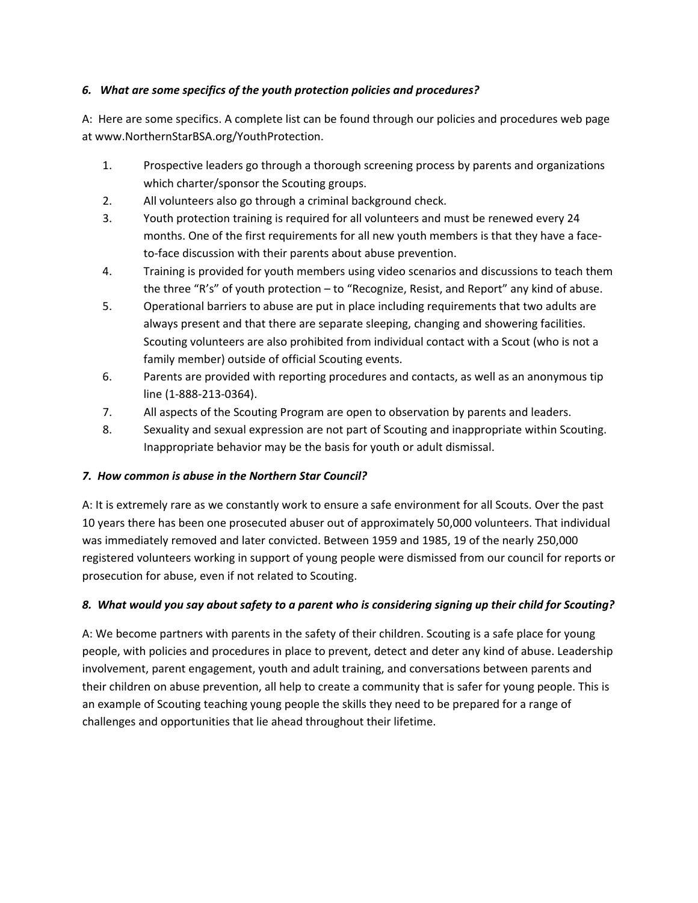*6. What are some specifics of the youth protection policies and procedures?*

A: Here are some specifics. A complete list can be found through our policies and procedures web page at www.NorthernStarBSA.org/YouthProtection.

1. Prospective leaders go through a thorough screening process by parents and organizations which charter/sponsor the Scouting groups.
2. All volunteers also go through a criminal background check.
3. Youth protection training is required for all volunteers and must be renewed every 24 months. One of the first requirements for all new youth members is that they have a face-to-face discussion with their parents about abuse prevention.
4. Training is provided for youth members using video scenarios and discussions to teach them the three "R's" of youth protection – to "Recognize, Resist, and Report" any kind of abuse.
5. Operational barriers to abuse are put in place including requirements that two adults are always present and that there are separate sleeping, changing and showering facilities. Scouting volunteers are also prohibited from individual contact with a Scout (who is not a family member) outside of official Scouting events.
6. Parents are provided with reporting procedures and contacts, as well as an anonymous tip line (1-888-213-0364).
7. All aspects of the Scouting Program are open to observation by parents and leaders.
8. Sexuality and sexual expression are not part of Scouting and inappropriate within Scouting. Inappropriate behavior may be the basis for youth or adult dismissal.

*7. How common is abuse in the Northern Star Council?*

A: It is extremely rare as we constantly work to ensure a safe environment for all Scouts. Over the past 10 years there has been one prosecuted abuser out of approximately 50,000 volunteers. That individual was immediately removed and later convicted. Between 1959 and 1985, 19 of the nearly 250,000 registered volunteers working in support of young people were dismissed from our council for reports or prosecution for abuse, even if not related to Scouting.

*8. What would you say about safety to a parent who is considering signing up their child for Scouting?*

A: We become partners with parents in the safety of their children. Scouting is a safe place for young people, with policies and procedures in place to prevent, detect and deter any kind of abuse. Leadership involvement, parent engagement, youth and adult training, and conversations between parents and their children on abuse prevention, all help to create a community that is safer for young people. This is an example of Scouting teaching young people the skills they need to be prepared for a range of challenges and opportunities that lie ahead throughout their lifetime.